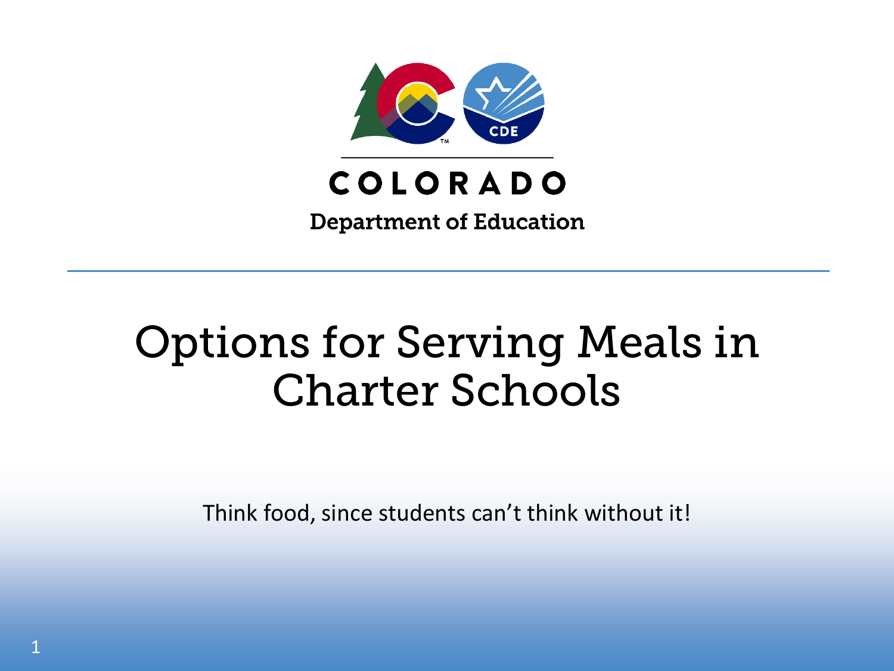COLORADO

Department of Education

# Options for Serving Meals in Charter Schools

Think food, since students can't think without it!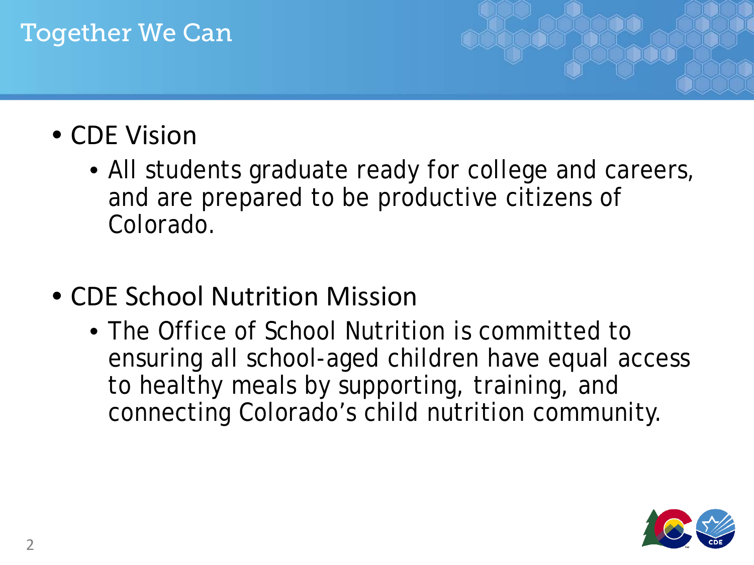# Together We Can

- CDE Vision
  - All students graduate ready for college and careers, and are prepared to be productive citizens of Colorado.

- CDE School Nutrition Mission
  - The Office of School Nutrition is committed to ensuring all school-aged children have equal access to healthy meals by supporting, training, and connecting Colorado's child nutrition community.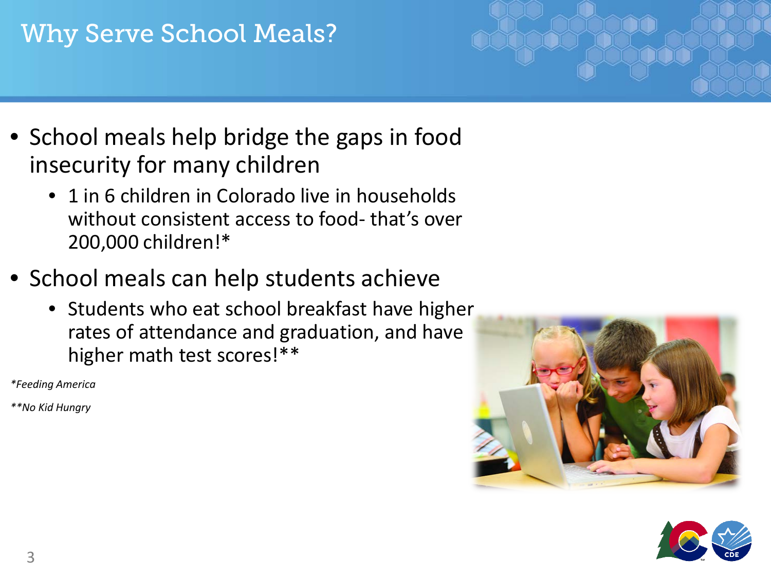# Why Serve School Meals?

- School meals help bridge the gaps in food insecurity for many children
  - 1 in 6 children in Colorado live in households without consistent access to food- that's over 200,000 children!*
- School meals can help students achieve
  - Students who eat school breakfast have higher rates of attendance and graduation, and have higher math test scores!**

*\*Feeding America*

*\*\*No Kid Hungry*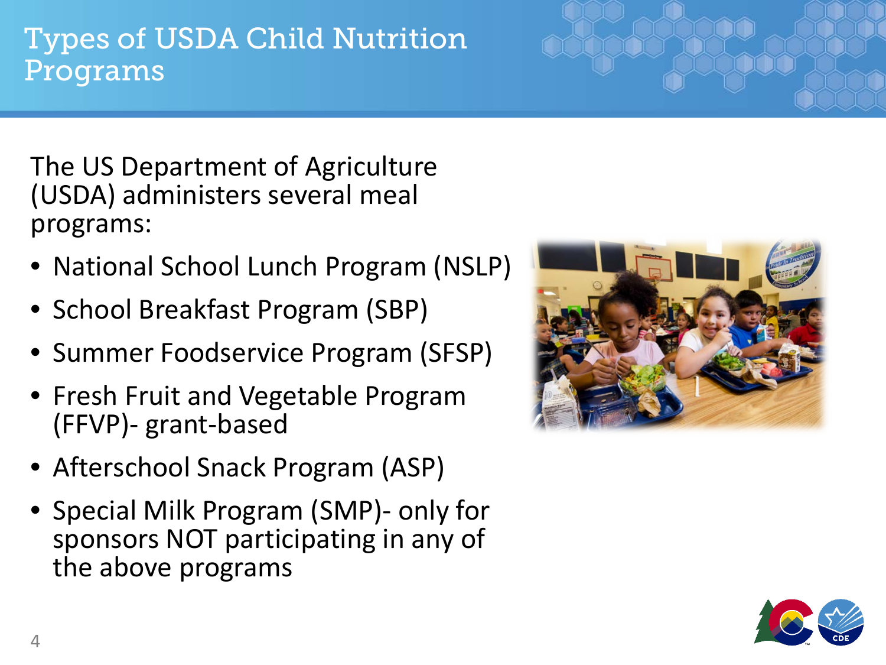# Types of USDA Child Nutrition Programs

The US Department of Agriculture (USDA) administers several meal programs:

- National School Lunch Program (NSLP)
- School Breakfast Program (SBP)
- Summer Foodservice Program (SFSP)
- Fresh Fruit and Vegetable Program (FFVP)- grant-based
- Afterschool Snack Program (ASP)
- Special Milk Program (SMP)- only for sponsors NOT participating in any of the above programs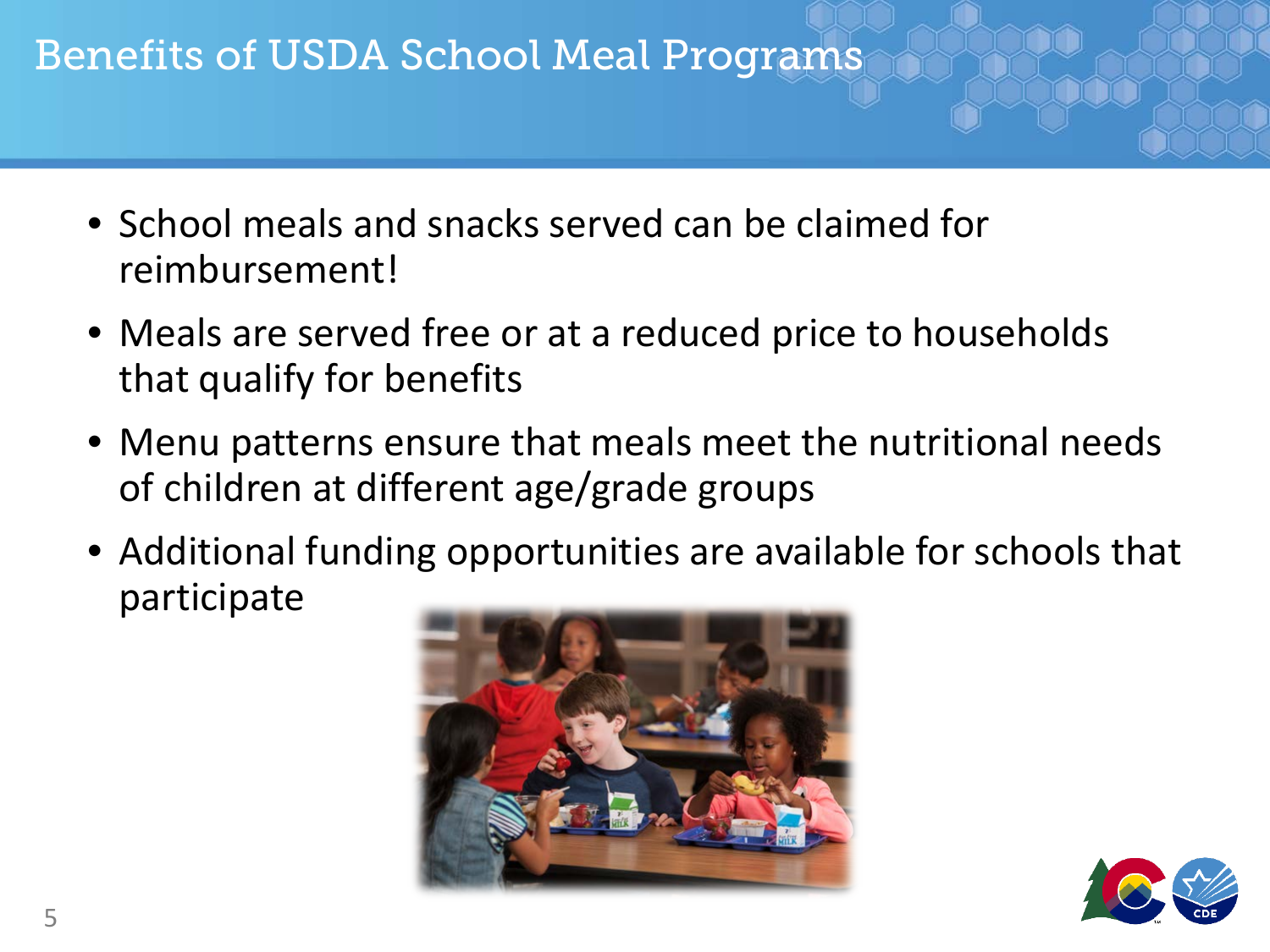# Benefits of USDA School Meal Programs

- School meals and snacks served can be claimed for reimbursement!
- Meals are served free or at a reduced price to households that qualify for benefits
- Menu patterns ensure that meals meet the nutritional needs of children at different age/grade groups
- Additional funding opportunities are available for schools that participate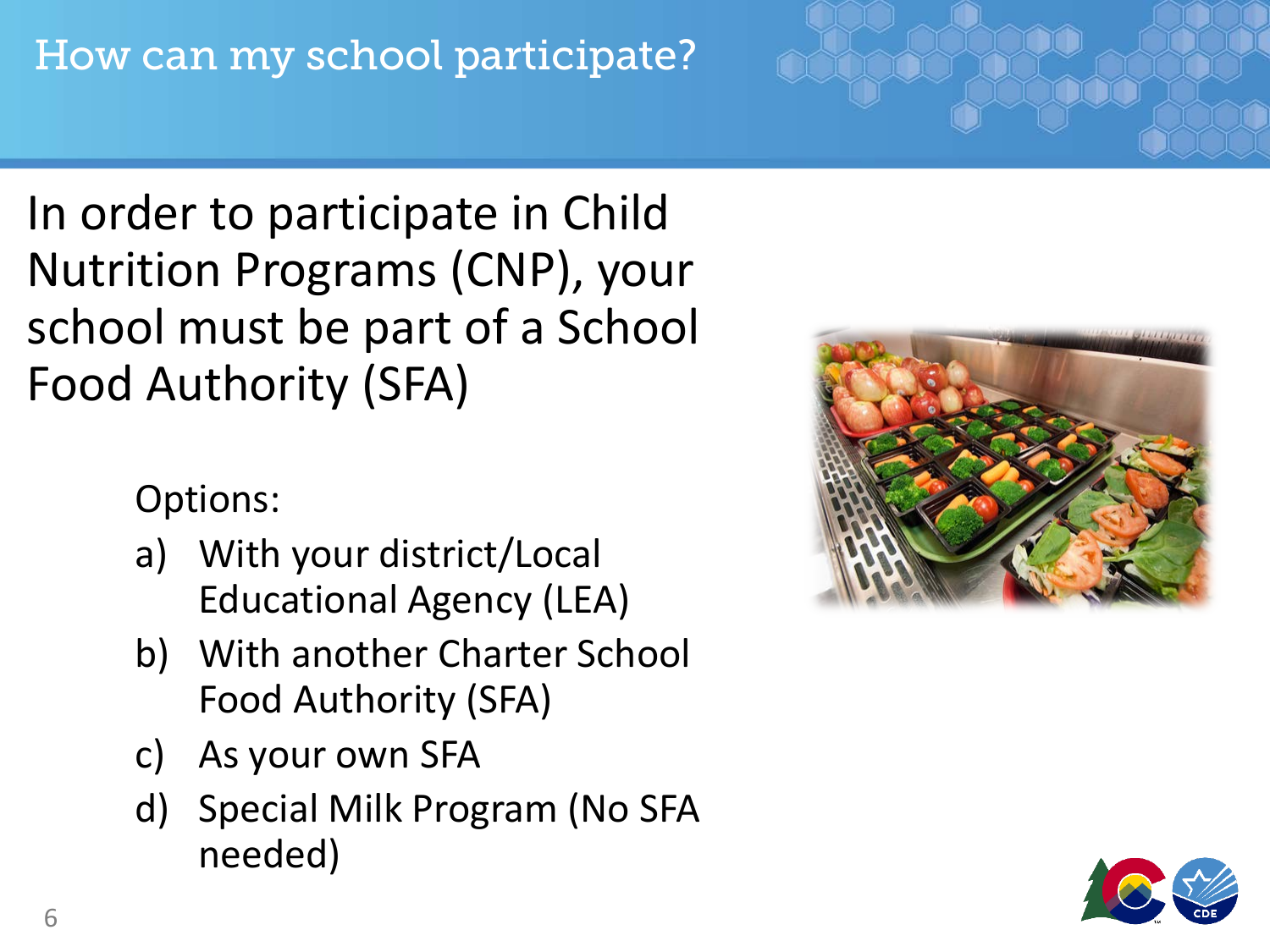# How can my school participate?

In order to participate in Child Nutrition Programs (CNP), your school must be part of a School Food Authority (SFA)

Options:

a) With your district/Local Educational Agency (LEA)
b) With another Charter School Food Authority (SFA)
c) As your own SFA
d) Special Milk Program (No SFA needed)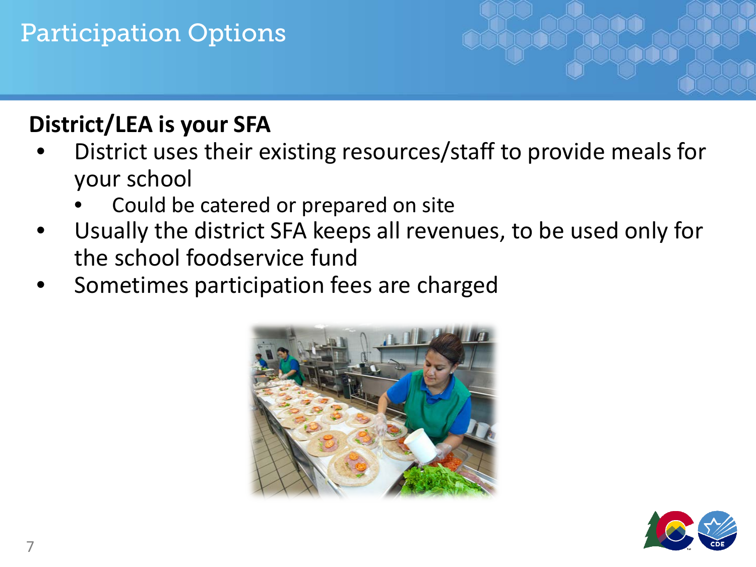# Participation Options

**District/LEA is your SFA**

- District uses their existing resources/staff to provide meals for your school
  - Could be catered or prepared on site
- Usually the district SFA keeps all revenues, to be used only for the school foodservice fund
- Sometimes participation fees are charged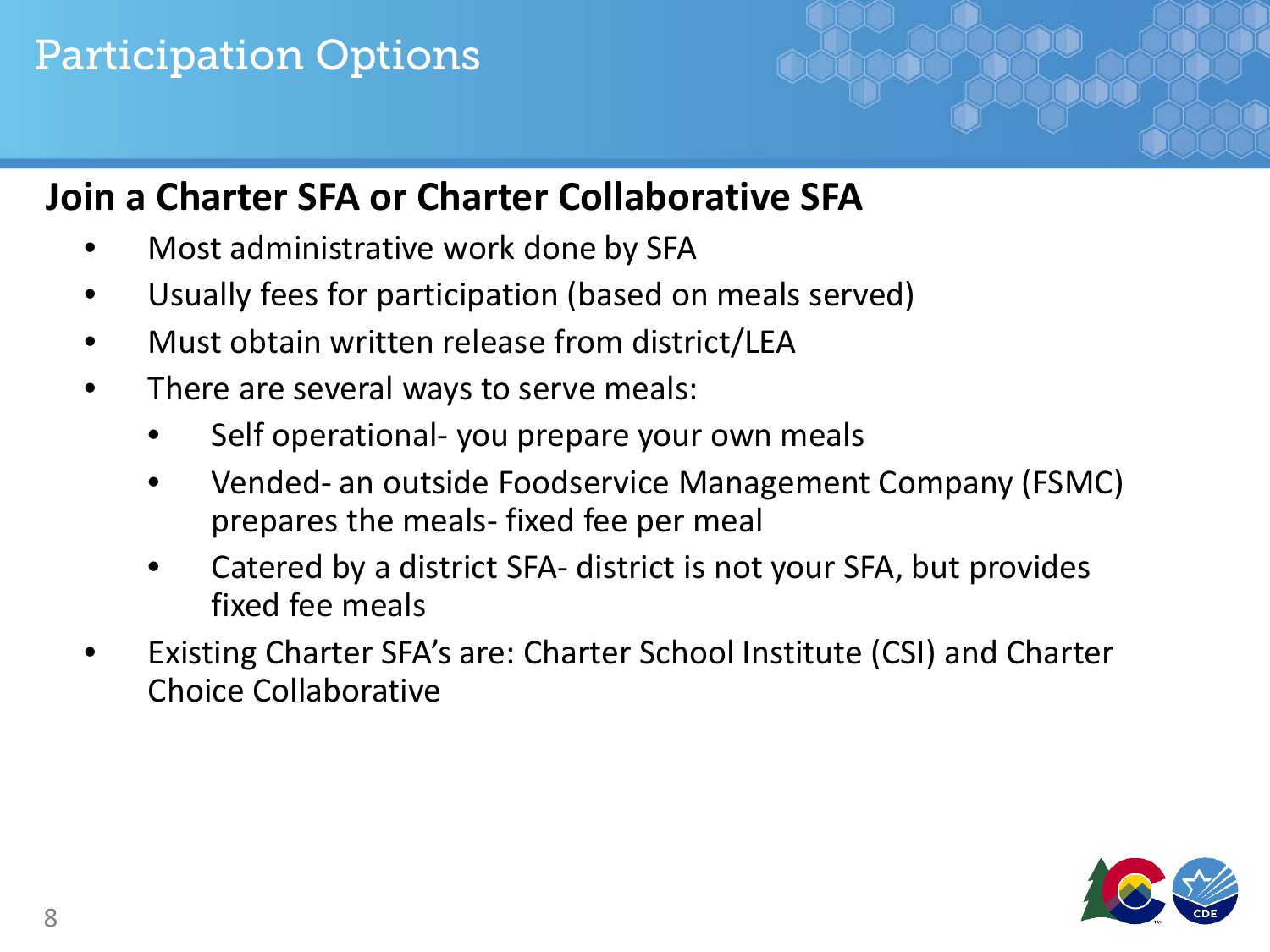# Participation Options

## Join a Charter SFA or Charter Collaborative SFA

- Most administrative work done by SFA
- Usually fees for participation (based on meals served)
- Must obtain written release from district/LEA
- There are several ways to serve meals:
  - Self operational- you prepare your own meals
  - Vended- an outside Foodservice Management Company (FSMC) prepares the meals- fixed fee per meal
  - Catered by a district SFA- district is not your SFA, but provides fixed fee meals
- Existing Charter SFA's are: Charter School Institute (CSI) and Charter Choice Collaborative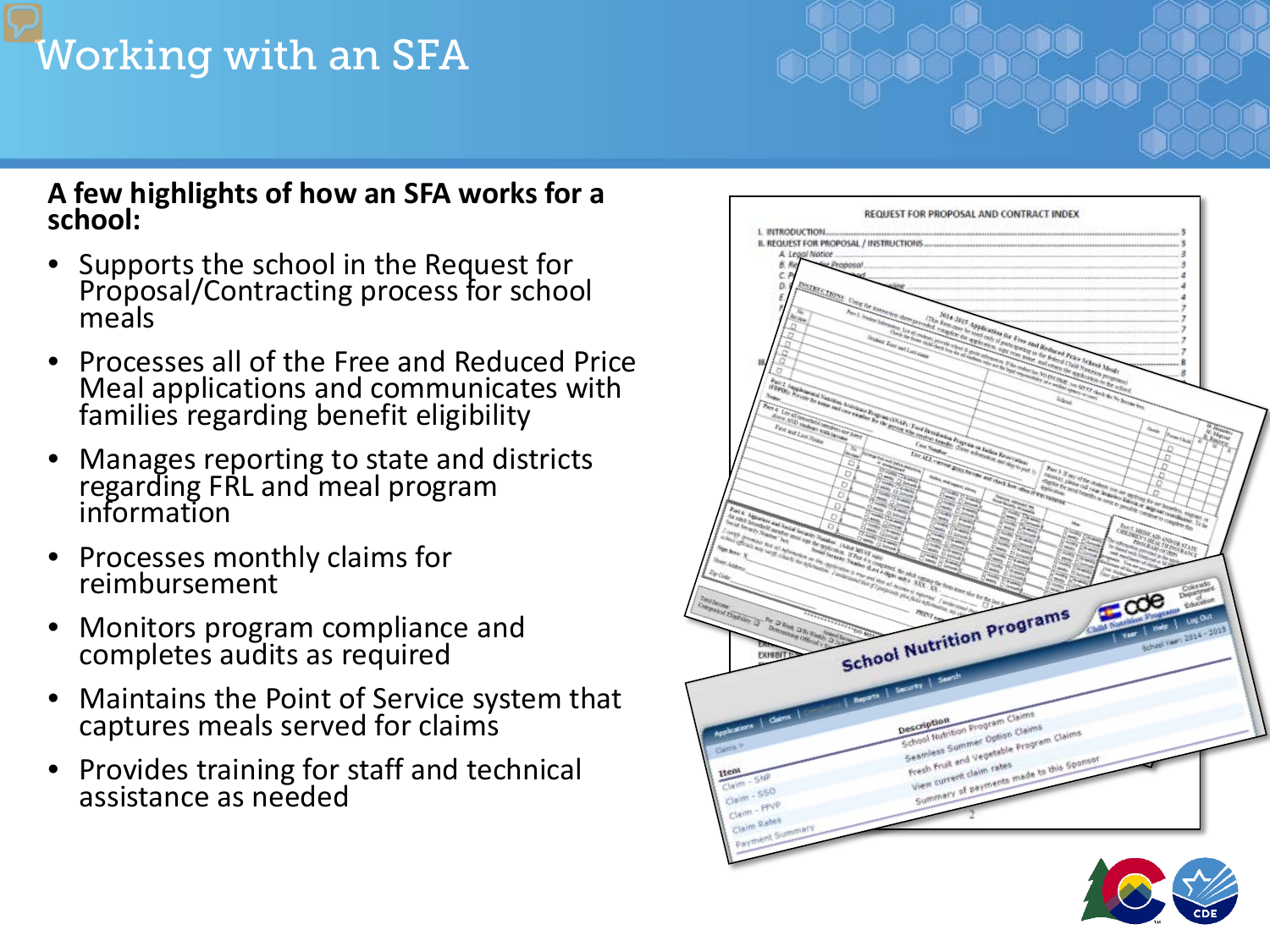# Working with an SFA

**A few highlights of how an SFA works for a school:**

- Supports the school in the Request for Proposal/Contracting process for school meals
- Processes all of the Free and Reduced Price Meal applications and communicates with families regarding benefit eligibility
- Manages reporting to state and districts regarding FRL and meal program information
- Processes monthly claims for reimbursement
- Monitors program compliance and completes audits as required
- Maintains the Point of Service system that captures meals served for claims
- Provides training for staff and technical assistance as needed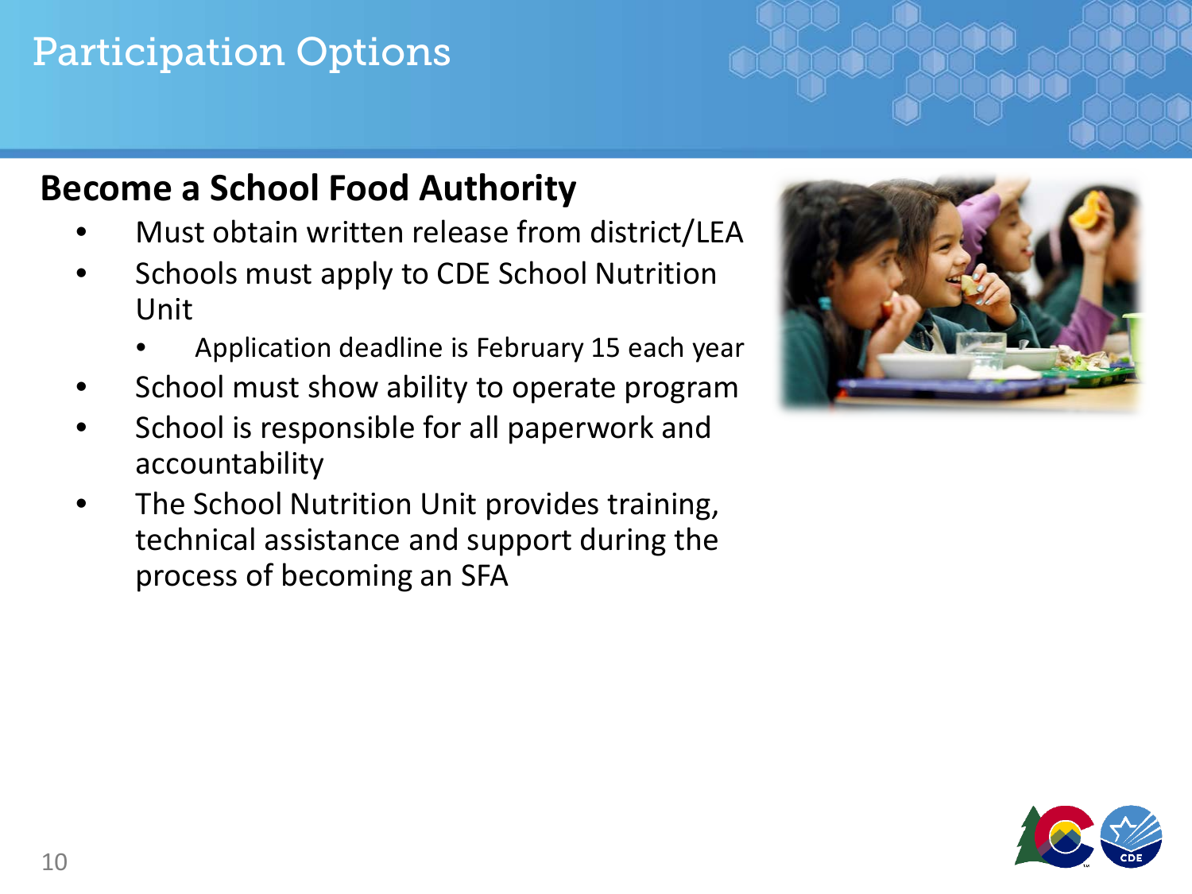# Participation Options

## Become a School Food Authority

- Must obtain written release from district/LEA
- Schools must apply to CDE School Nutrition Unit
    - Application deadline is February 15 each year
- School must show ability to operate program
- School is responsible for all paperwork and accountability
- The School Nutrition Unit provides training, technical assistance and support during the process of becoming an SFA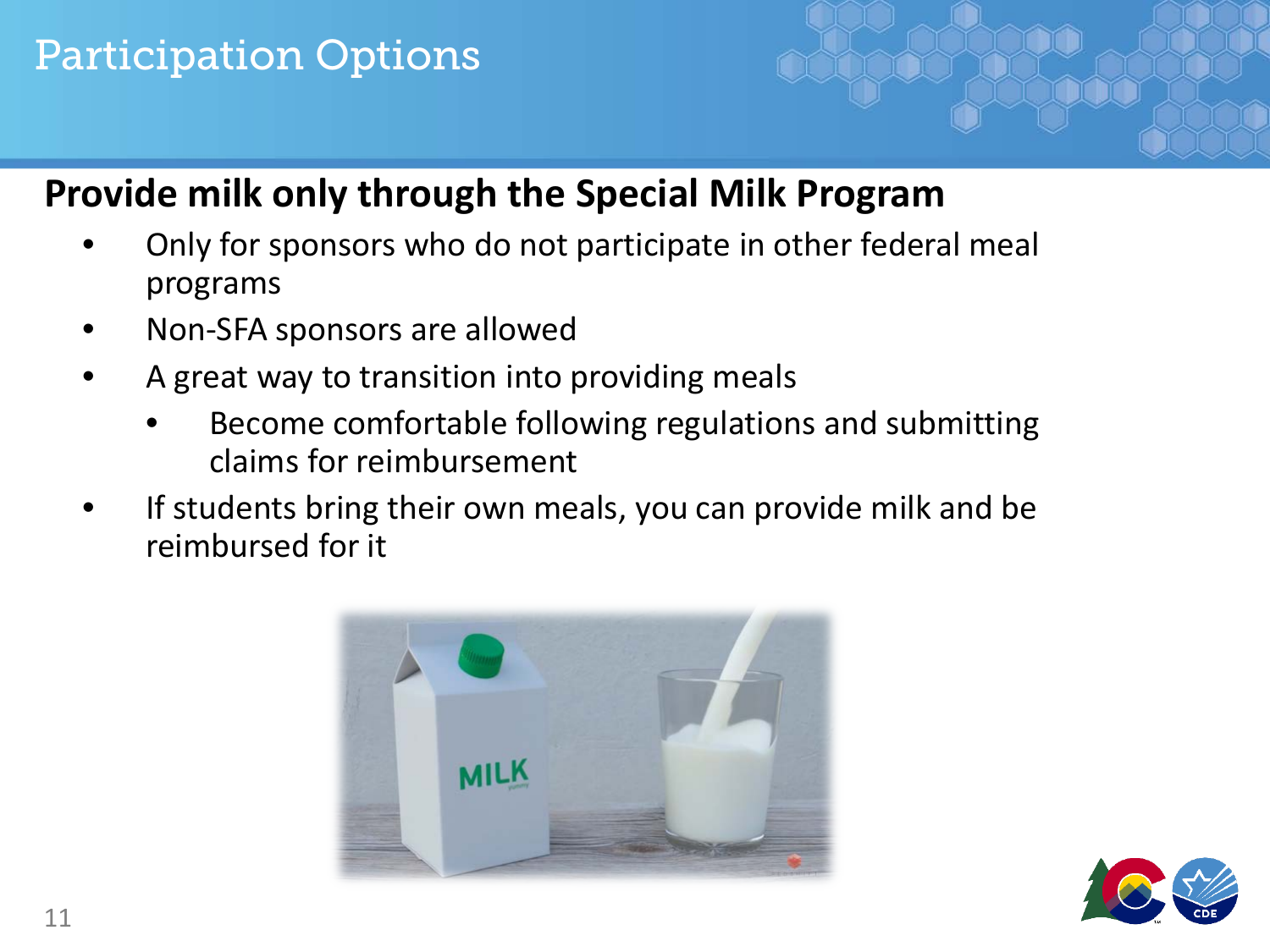# Participation Options

## Provide milk only through the Special Milk Program

- Only for sponsors who do not participate in other federal meal programs
- Non-SFA sponsors are allowed
- A great way to transition into providing meals
  - Become comfortable following regulations and submitting claims for reimbursement
- If students bring their own meals, you can provide milk and be reimbursed for it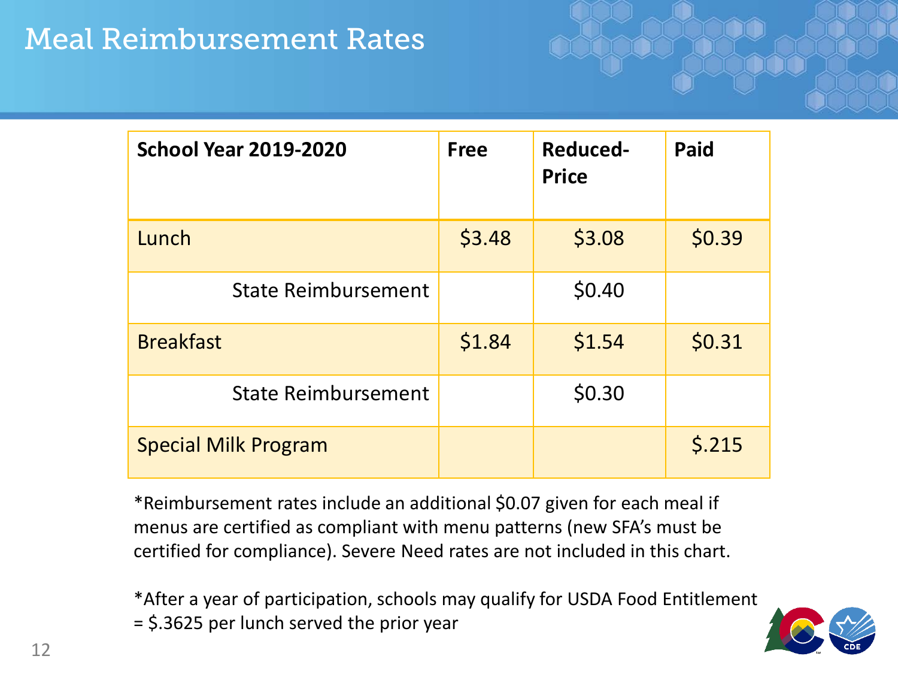# Meal Reimbursement Rates

| School Year 2019-2020 | Free | Reduced-Price | Paid |
|---|---|---|---|
| Lunch | $3.48 | $3.08 | $0.39 |
| State Reimbursement | | $0.40 | |
| Breakfast | $1.84 | $1.54 | $0.31 |
| State Reimbursement | | $0.30 | |
| Special Milk Program | | | $.215 |

*Reimbursement rates include an additional $0.07 given for each meal if menus are certified as compliant with menu patterns (new SFA's must be certified for compliance). Severe Need rates are not included in this chart.

*After a year of participation, schools may qualify for USDA Food Entitlement = $.3625 per lunch served the prior year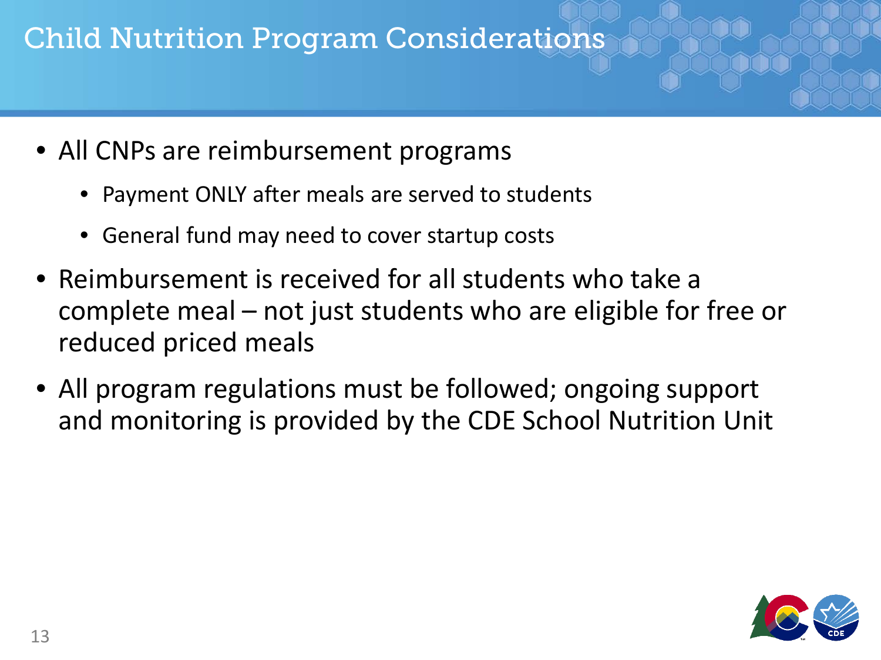# Child Nutrition Program Considerations

- All CNPs are reimbursement programs
  - Payment ONLY after meals are served to students
  - General fund may need to cover startup costs
- Reimbursement is received for all students who take a complete meal – not just students who are eligible for free or reduced priced meals
- All program regulations must be followed; ongoing support and monitoring is provided by the CDE School Nutrition Unit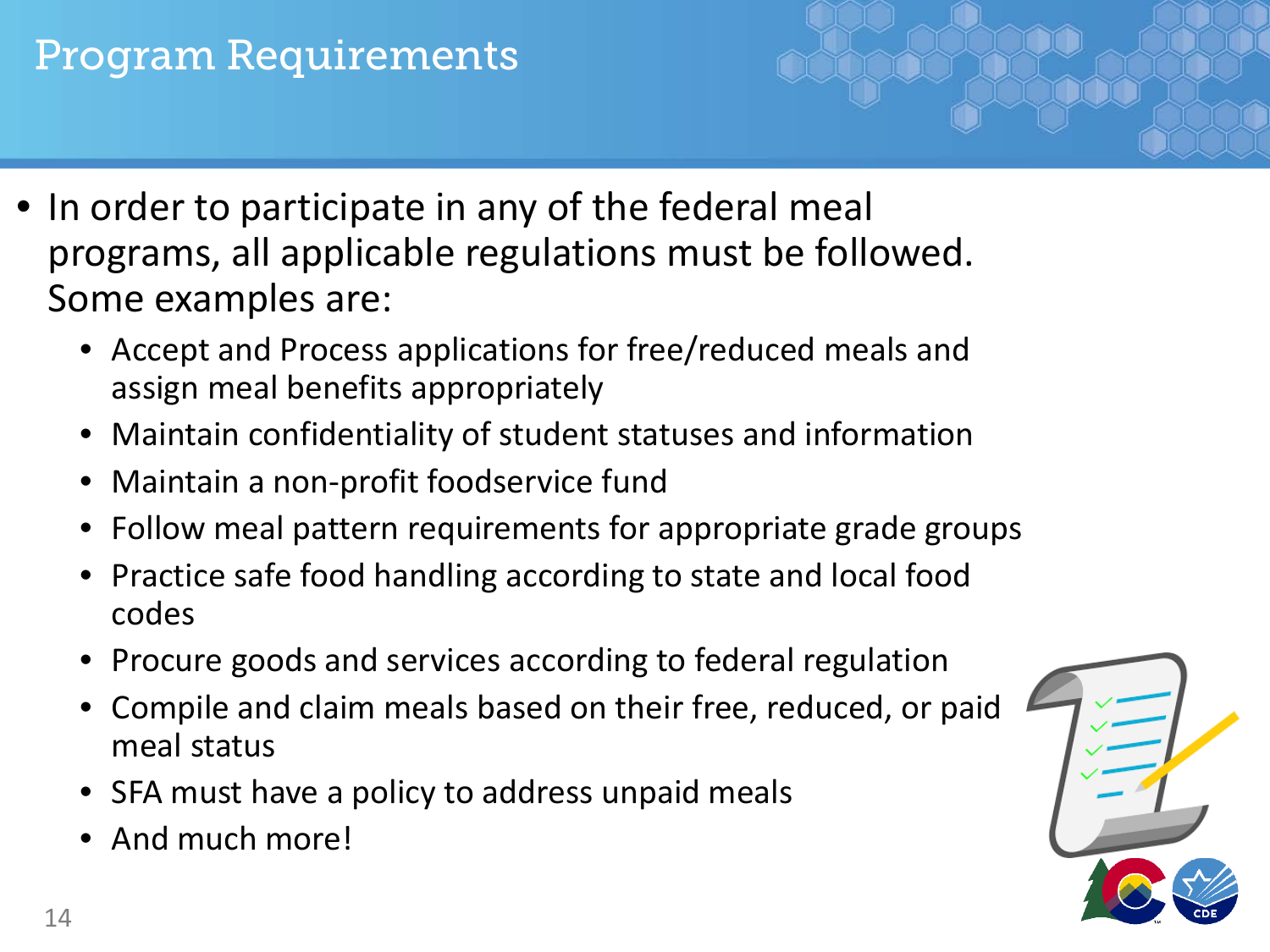# Program Requirements

- In order to participate in any of the federal meal programs, all applicable regulations must be followed. Some examples are:
  - Accept and Process applications for free/reduced meals and assign meal benefits appropriately
  - Maintain confidentiality of student statuses and information
  - Maintain a non-profit foodservice fund
  - Follow meal pattern requirements for appropriate grade groups
  - Practice safe food handling according to state and local food codes
  - Procure goods and services according to federal regulation
  - Compile and claim meals based on their free, reduced, or paid meal status
  - SFA must have a policy to address unpaid meals
  - And much more!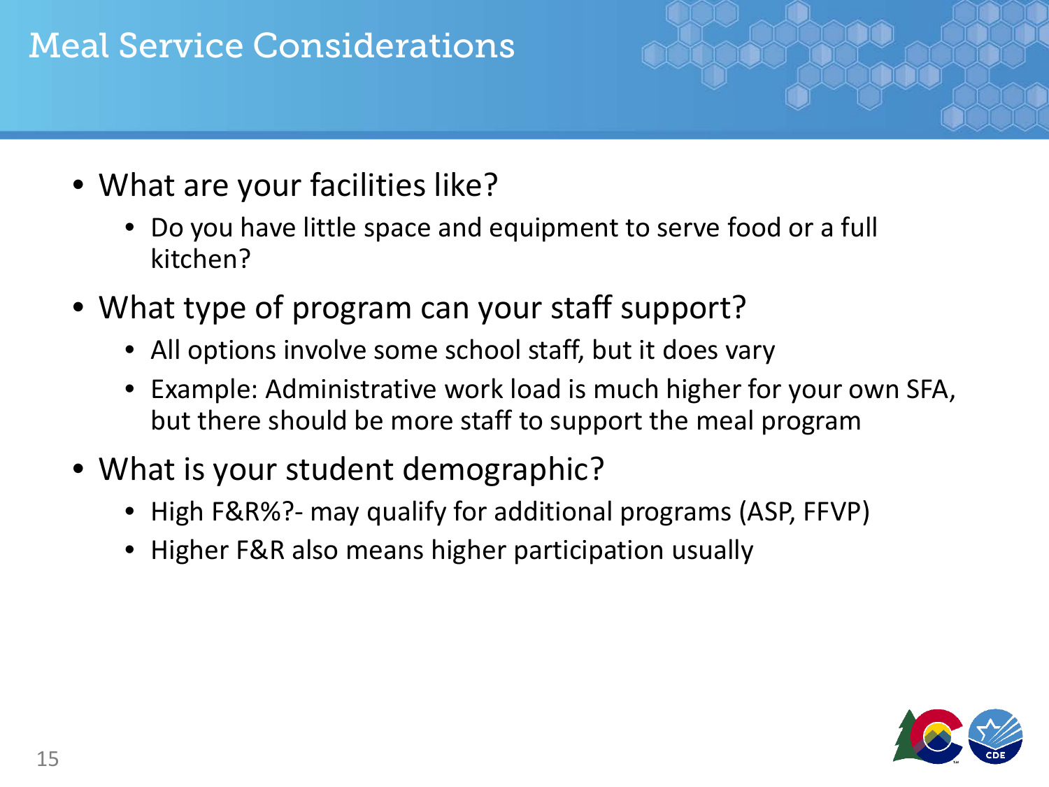# Meal Service Considerations

- What are your facilities like?
  - Do you have little space and equipment to serve food or a full kitchen?
- What type of program can your staff support?
  - All options involve some school staff, but it does vary
  - Example: Administrative work load is much higher for your own SFA, but there should be more staff to support the meal program
- What is your student demographic?
  - High F&R%?- may qualify for additional programs (ASP, FFVP)
  - Higher F&R also means higher participation usually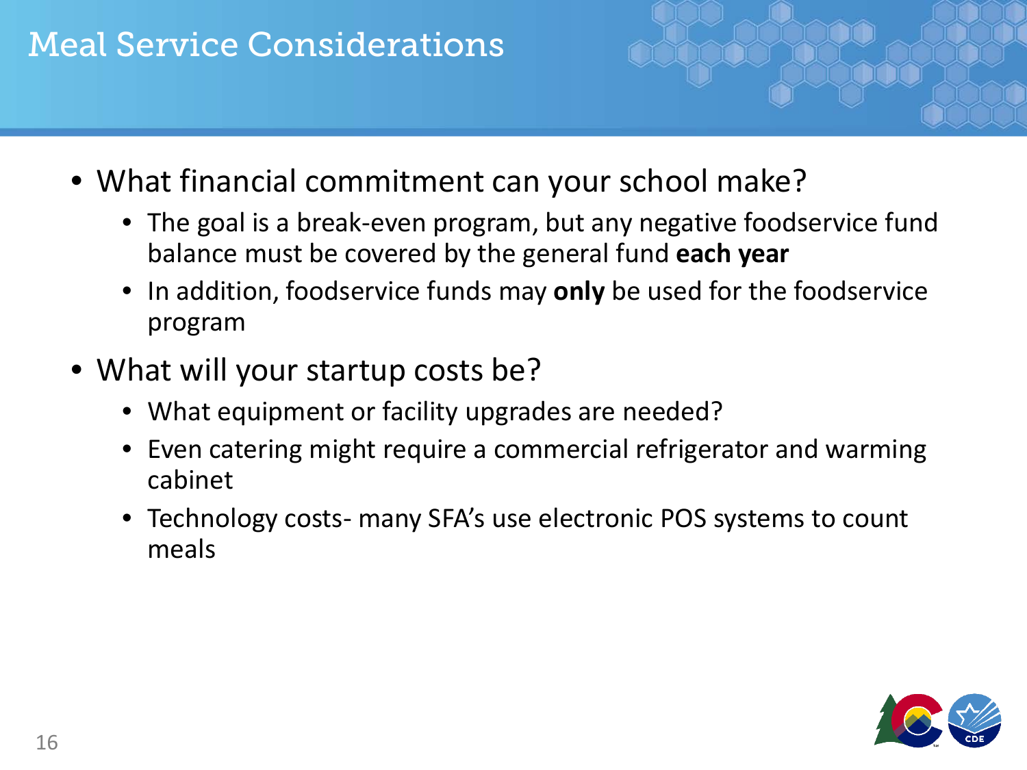# Meal Service Considerations

- What financial commitment can your school make?
  - The goal is a break-even program, but any negative foodservice fund balance must be covered by the general fund **each year**
  - In addition, foodservice funds may **only** be used for the foodservice program
- What will your startup costs be?
  - What equipment or facility upgrades are needed?
  - Even catering might require a commercial refrigerator and warming cabinet
  - Technology costs- many SFA's use electronic POS systems to count meals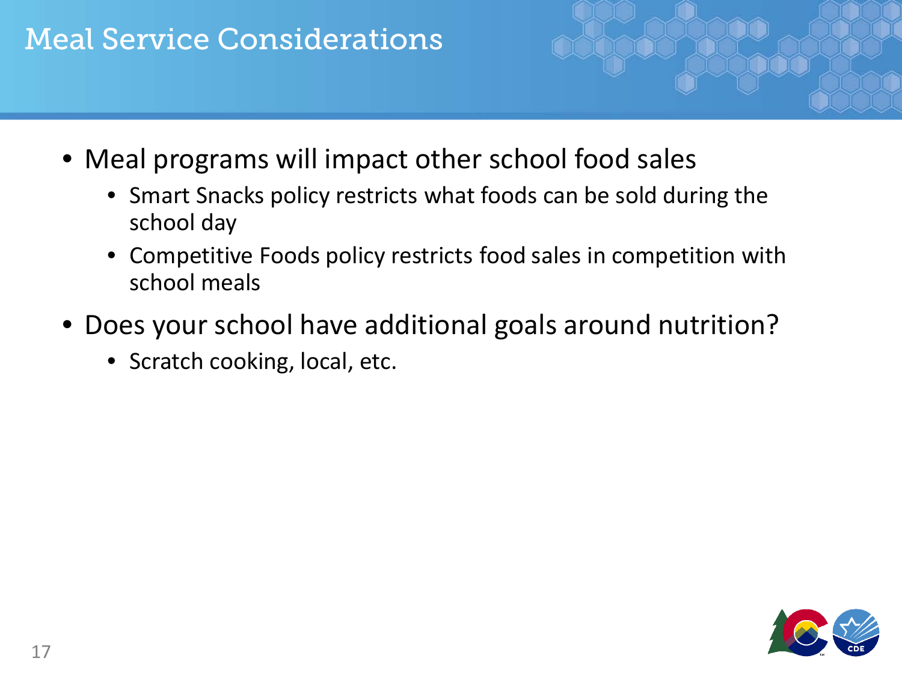# Meal Service Considerations

- Meal programs will impact other school food sales
  - Smart Snacks policy restricts what foods can be sold during the school day
  - Competitive Foods policy restricts food sales in competition with school meals
- Does your school have additional goals around nutrition?
  - Scratch cooking, local, etc.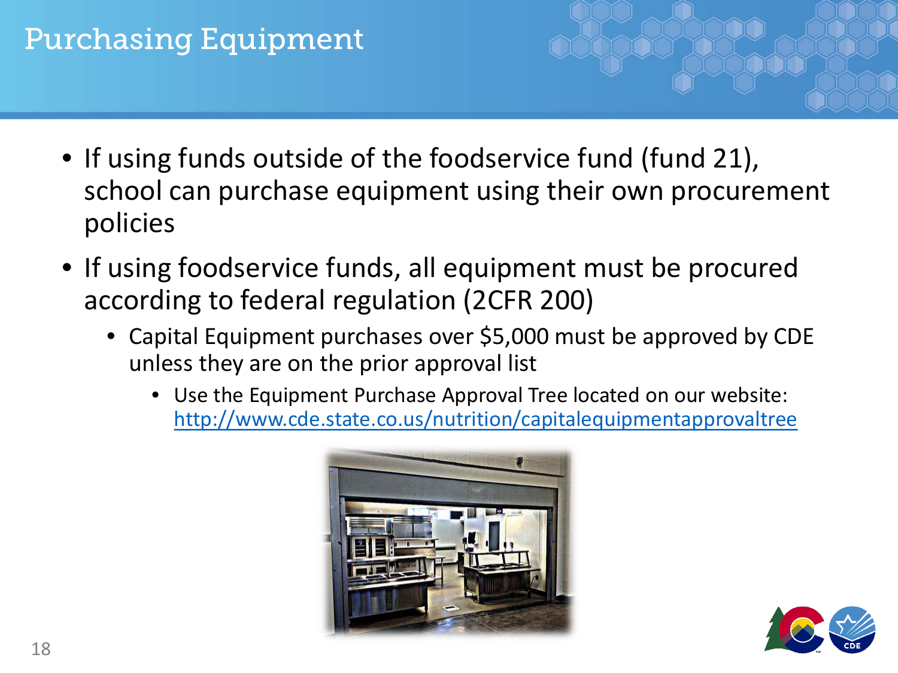# Purchasing Equipment

- If using funds outside of the foodservice fund (fund 21), school can purchase equipment using their own procurement policies
- If using foodservice funds, all equipment must be procured according to federal regulation (2CFR 200)
  - Capital Equipment purchases over $5,000 must be approved by CDE unless they are on the prior approval list
    - Use the Equipment Purchase Approval Tree located on our website: [http://www.cde.state.co.us/nutrition/capitalequipmentapprovaltree](http://www.cde.state.co.us/nutrition/capitalequipmentapprovaltree)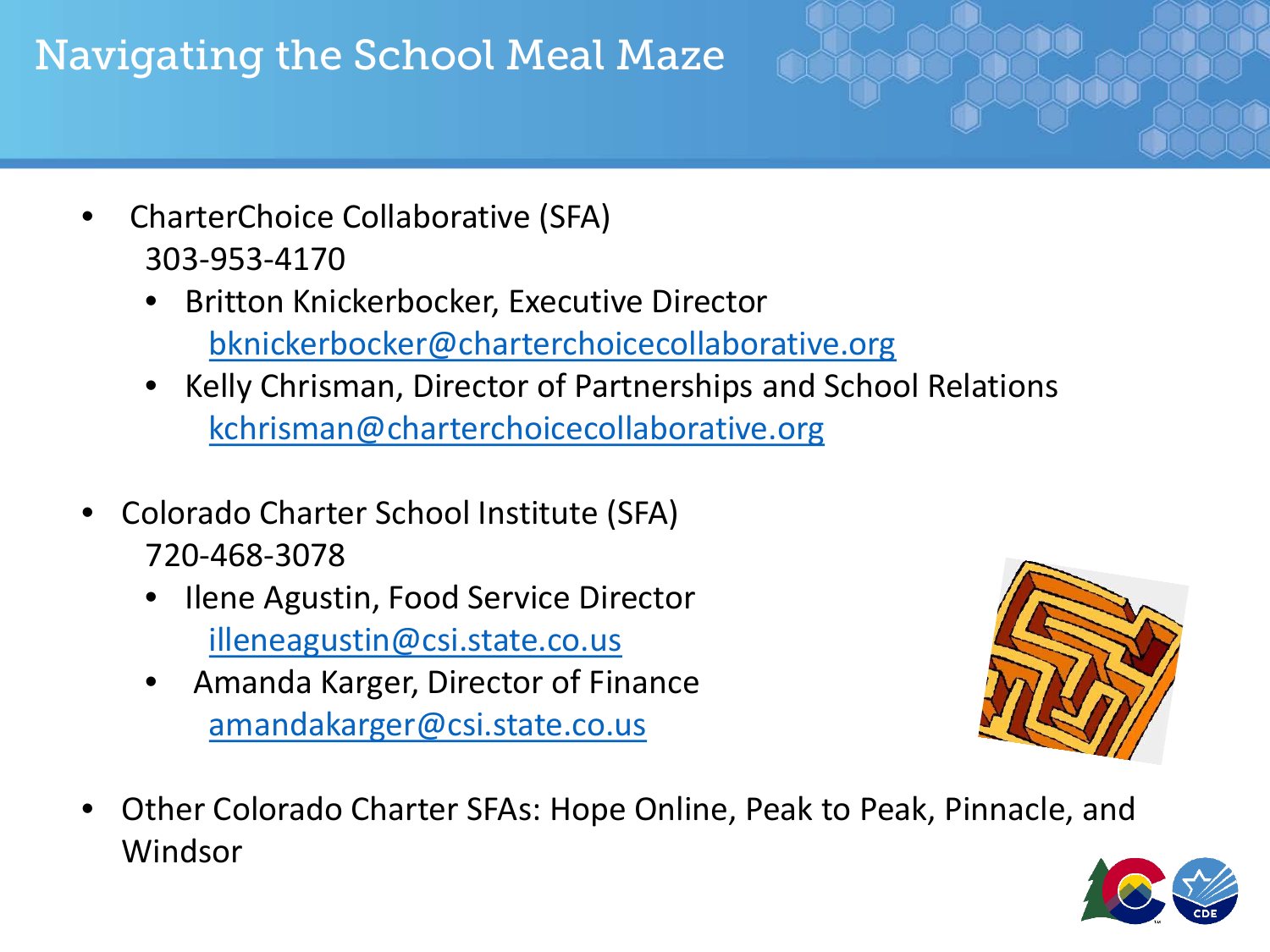# Navigating the School Meal Maze

- CharterChoice Collaborative (SFA)
  303-953-4170
  - Britton Knickerbocker, Executive Director
    bknickerbocker@charterchoicecollaborative.org
  - Kelly Chrisman, Director of Partnerships and School Relations
    kchrisman@charterchoicecollaborative.org

- Colorado Charter School Institute (SFA)
  720-468-3078
  - Ilene Agustin, Food Service Director
    illeneagustin@csi.state.co.us
  - Amanda Karger, Director of Finance
    amandakarger@csi.state.co.us

- Other Colorado Charter SFAs: Hope Online, Peak to Peak, Pinnacle, and Windsor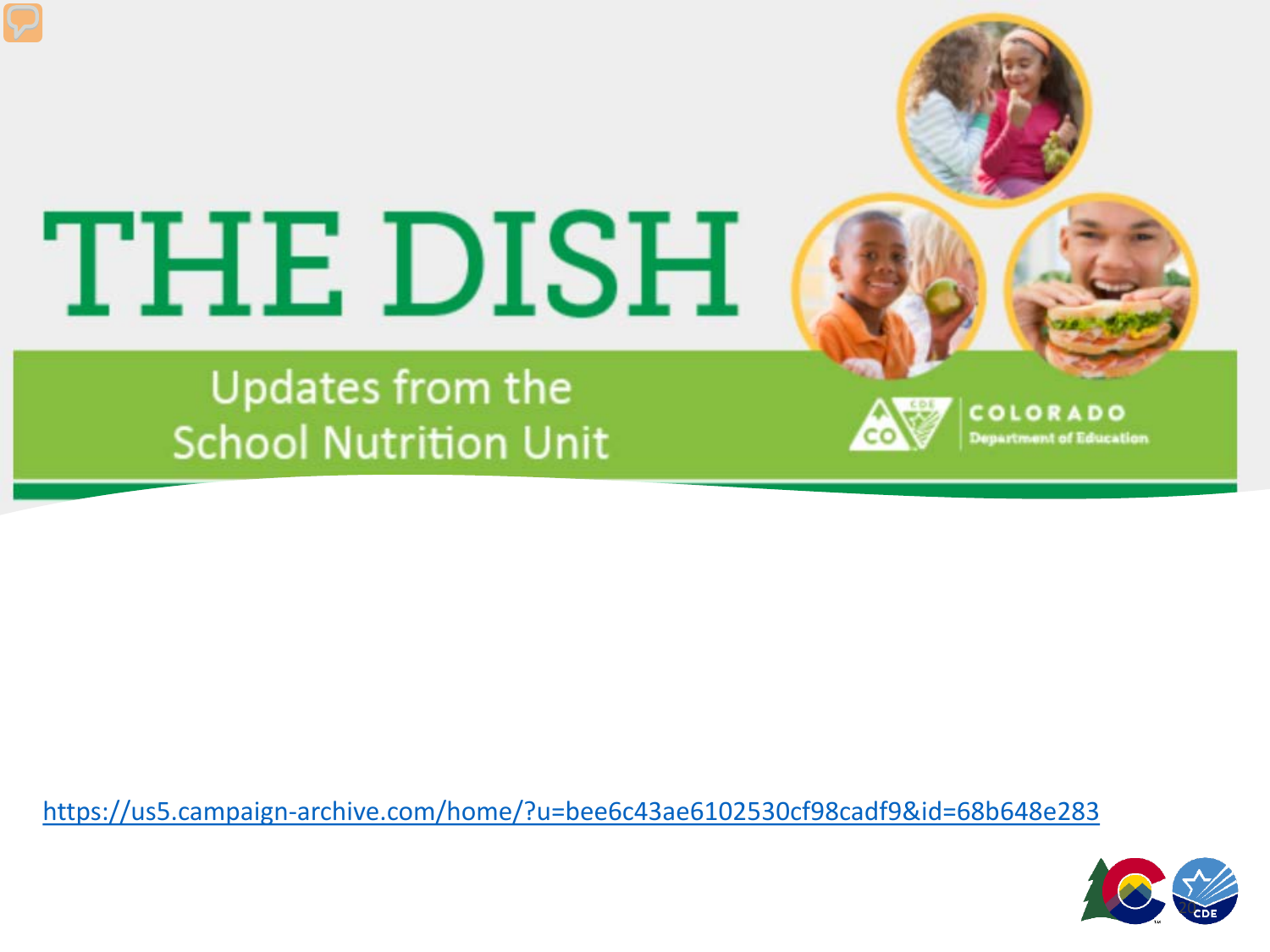# THE DISH

Updates from the School Nutrition Unit

COLORADO Department of Education

https://us5.campaign-archive.com/home/?u=bee6c43ae6102530cf98cadf9&id=68b648e283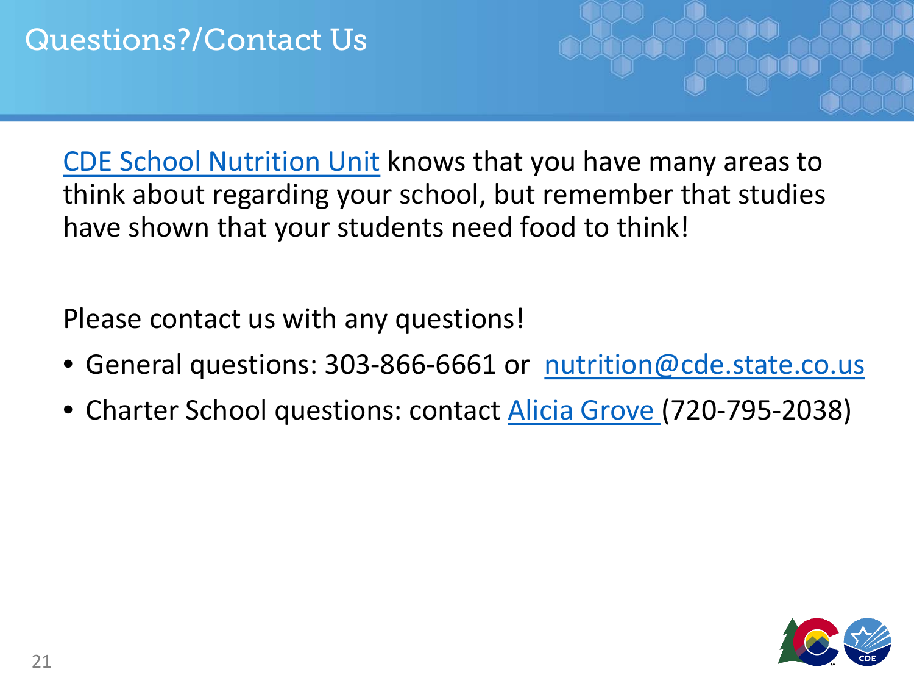# Questions?/Contact Us

CDE School Nutrition Unit knows that you have many areas to think about regarding your school, but remember that studies have shown that your students need food to think!

Please contact us with any questions!

- General questions: 303-866-6661 or nutrition@cde.state.co.us
- Charter School questions: contact Alicia Grove (720-795-2038)